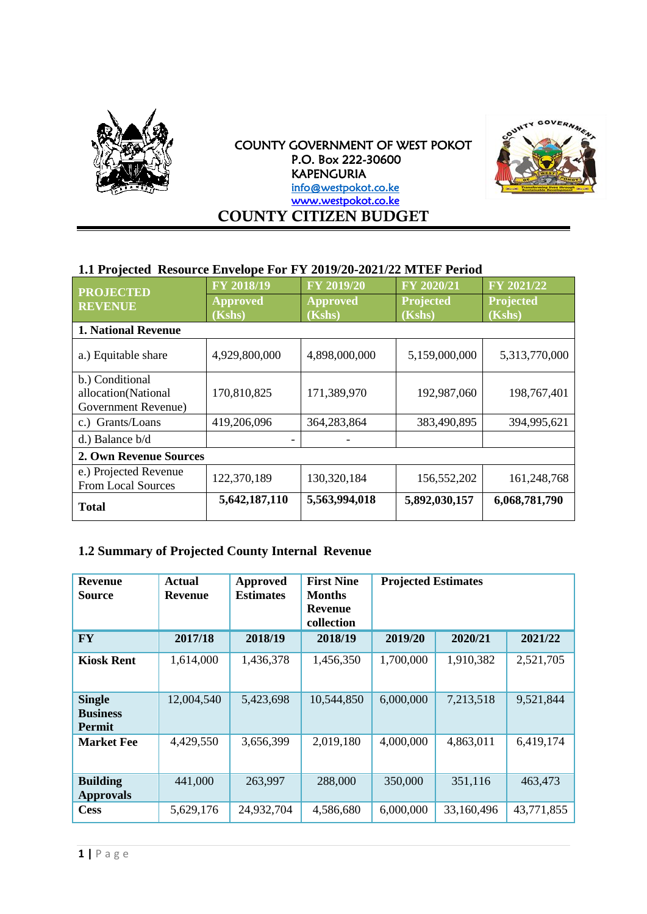COUNTY GOVERNMENT OF WEST POKOT
P.O. Box 222-30600
KAPENGURIA
info@westpokot.co.ke
www.westpokot.co.ke

# COUNTY CITIZEN BUDGET

## 1.1 Projected Resource Envelope For FY 2019/20-2021/22 MTEF Period

| PROJECTED REVENUE | FY 2018/19 Approved (Kshs) | FY 2019/20 Approved (Kshs) | FY 2020/21 Projected (Kshs) | FY 2021/22 Projected (Kshs) |
|---|---|---|---|---|
| **1. National Revenue** | | | | |
| a.) Equitable share | 4,929,800,000 | 4,898,000,000 | 5,159,000,000 | 5,313,770,000 |
| b.) Conditional allocation(National Government Revenue) | 170,810,825 | 171,389,970 | 192,987,060 | 198,767,401 |
| c.) Grants/Loans | 419,206,096 | 364,283,864 | 383,490,895 | 394,995,621 |
| d.) Balance b/d | - | - | | |
| **2. Own Revenue Sources** | | | | |
| e.) Projected Revenue From Local Sources | 122,370,189 | 130,320,184 | 156,552,202 | 161,248,768 |
| **Total** | **5,642,187,110** | **5,563,994,018** | **5,892,030,157** | **6,068,781,790** |

## 1.2 Summary of Projected County Internal Revenue

| Revenue Source | Actual Revenue | Approved Estimates | First Nine Months Revenue collection | Projected Estimates | | |
|---|---|---|---|---|---|---|
| **FY** | **2017/18** | **2018/19** | **2018/19** | **2019/20** | **2020/21** | **2021/22** |
| **Kiosk Rent** | 1,614,000 | 1,436,378 | 1,456,350 | 1,700,000 | 1,910,382 | 2,521,705 |
| **Single Business Permit** | 12,004,540 | 5,423,698 | 10,544,850 | 6,000,000 | 7,213,518 | 9,521,844 |
| **Market Fee** | 4,429,550 | 3,656,399 | 2,019,180 | 4,000,000 | 4,863,011 | 6,419,174 |
| **Building Approvals** | 441,000 | 263,997 | 288,000 | 350,000 | 351,116 | 463,473 |
| **Cess** | 5,629,176 | 24,932,704 | 4,586,680 | 6,000,000 | 33,160,496 | 43,771,855 |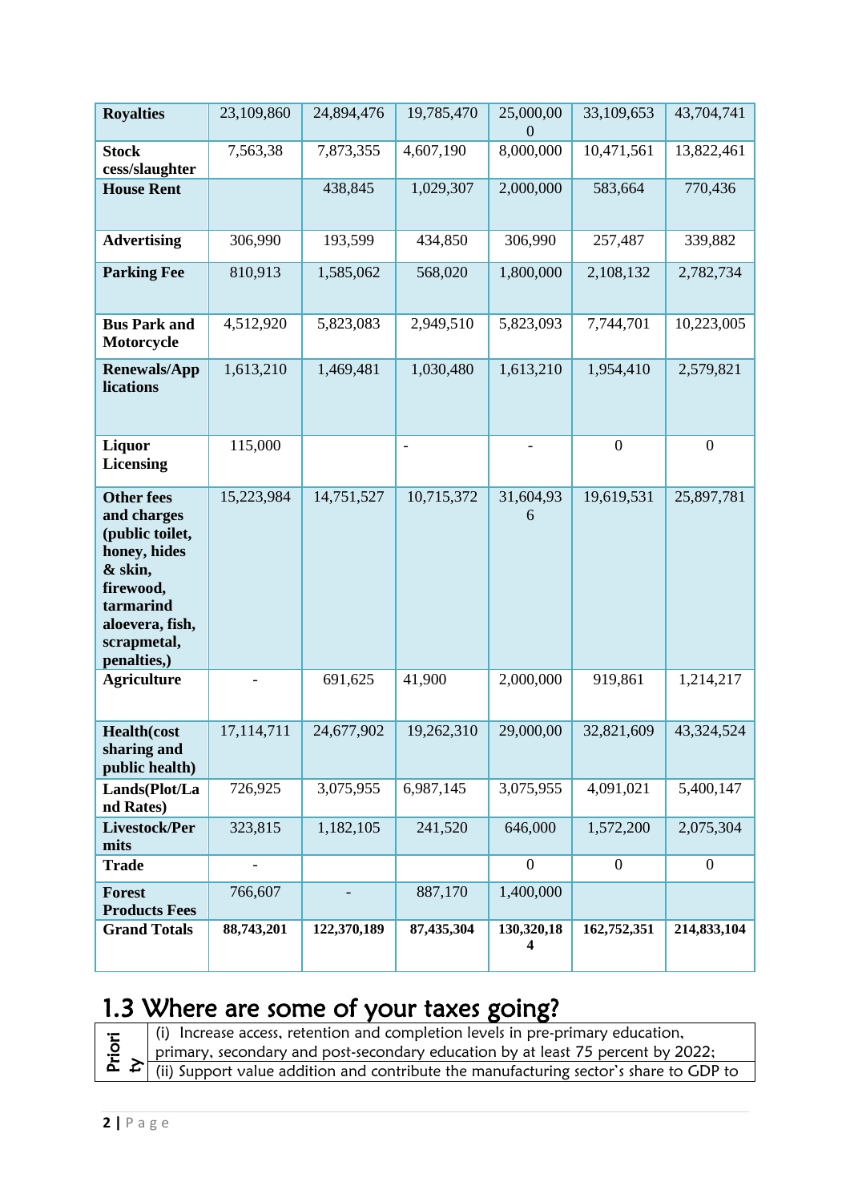| | | | | | | |
|---|---|---|---|---|---|---|
| **Royalties** | 23,109,860 | 24,894,476 | 19,785,470 | 25,000,000 | 33,109,653 | 43,704,741 |
| **Stock cess/slaughter** | 7,563,38 | 7,873,355 | 4,607,190 | 8,000,000 | 10,471,561 | 13,822,461 |
| **House Rent** | | 438,845 | 1,029,307 | 2,000,000 | 583,664 | 770,436 |
| **Advertising** | 306,990 | 193,599 | 434,850 | 306,990 | 257,487 | 339,882 |
| **Parking Fee** | 810,913 | 1,585,062 | 568,020 | 1,800,000 | 2,108,132 | 2,782,734 |
| **Bus Park and Motorcycle** | 4,512,920 | 5,823,083 | 2,949,510 | 5,823,093 | 7,744,701 | 10,223,005 |
| **Renewals/Applications** | 1,613,210 | 1,469,481 | 1,030,480 | 1,613,210 | 1,954,410 | 2,579,821 |
| **Liquor Licensing** | 115,000 | | - | - | 0 | 0 |
| **Other fees and charges (public toilet, honey, hides & skin, firewood, tarmarind aloevera, fish, scrapmetal, penalties,)** | 15,223,984 | 14,751,527 | 10,715,372 | 31,604,936 | 19,619,531 | 25,897,781 |
| **Agriculture** | - | 691,625 | 41,900 | 2,000,000 | 919,861 | 1,214,217 |
| **Health(cost sharing and public health)** | 17,114,711 | 24,677,902 | 19,262,310 | 29,000,00 | 32,821,609 | 43,324,524 |
| **Lands(Plot/Land Rates)** | 726,925 | 3,075,955 | 6,987,145 | 3,075,955 | 4,091,021 | 5,400,147 |
| **Livestock/Permits** | 323,815 | 1,182,105 | 241,520 | 646,000 | 1,572,200 | 2,075,304 |
| **Trade** | - | | | 0 | 0 | 0 |
| **Forest Products Fees** | 766,607 | - | 887,170 | 1,400,000 | | |
| **Grand Totals** | **88,743,201** | **122,370,189** | **87,435,304** | **130,320,184** | **162,752,351** | **214,833,104** |

# 1.3 Where are some of your taxes going?

| | |
|---|---|
| **Priority** | (i) Increase access, retention and completion levels in pre-primary education, primary, secondary and post-secondary education by at least 75 percent by 2022; (ii) Support value addition and contribute the manufacturing sector's share to GDP to |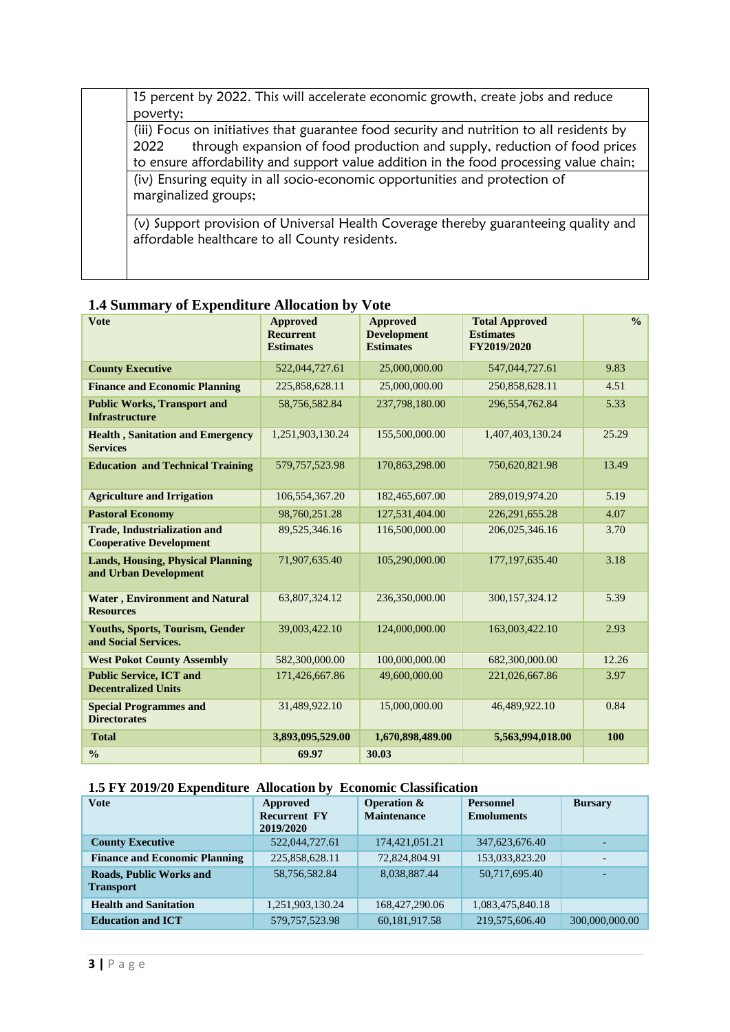| | |
|---|---|
| | 15 percent by 2022. This will accelerate economic growth, create jobs and reduce poverty; |
| | (iii) Focus on initiatives that guarantee food security and nutrition to all residents by 2022 through expansion of food production and supply, reduction of food prices to ensure affordability and support value addition in the food processing value chain; |
| | (iv) Ensuring equity in all socio-economic opportunities and protection of marginalized groups; |
| | (v) Support provision of Universal Health Coverage thereby guaranteeing quality and affordable healthcare to all County residents. |

### 1.4 Summary of Expenditure Allocation by Vote

| Vote | Approved Recurrent Estimates | Approved Development Estimates | Total Approved Estimates FY2019/2020 | % |
|---|---|---|---|---|
| **County Executive** | 522,044,727.61 | 25,000,000.00 | 547,044,727.61 | 9.83 |
| **Finance and Economic Planning** | 225,858,628.11 | 25,000,000.00 | 250,858,628.11 | 4.51 |
| **Public Works, Transport and Infrastructure** | 58,756,582.84 | 237,798,180.00 | 296,554,762.84 | 5.33 |
| **Health , Sanitation and Emergency Services** | 1,251,903,130.24 | 155,500,000.00 | 1,407,403,130.24 | 25.29 |
| **Education and Technical Training** | 579,757,523.98 | 170,863,298.00 | 750,620,821.98 | 13.49 |
| **Agriculture and Irrigation** | 106,554,367.20 | 182,465,607.00 | 289,019,974.20 | 5.19 |
| **Pastoral Economy** | 98,760,251.28 | 127,531,404.00 | 226,291,655.28 | 4.07 |
| **Trade, Industrialization and Cooperative Development** | 89,525,346.16 | 116,500,000.00 | 206,025,346.16 | 3.70 |
| **Lands, Housing, Physical Planning and Urban Development** | 71,907,635.40 | 105,290,000.00 | 177,197,635.40 | 3.18 |
| **Water , Environment and Natural Resources** | 63,807,324.12 | 236,350,000.00 | 300,157,324.12 | 5.39 |
| **Youths, Sports, Tourism, Gender and Social Services.** | 39,003,422.10 | 124,000,000.00 | 163,003,422.10 | 2.93 |
| **West Pokot County Assembly** | 582,300,000.00 | 100,000,000.00 | 682,300,000.00 | 12.26 |
| **Public Service, ICT and Decentralized Units** | 171,426,667.86 | 49,600,000.00 | 221,026,667.86 | 3.97 |
| **Special Programmes and Directorates** | 31,489,922.10 | 15,000,000.00 | 46,489,922.10 | 0.84 |
| **Total** | **3,893,095,529.00** | **1,670,898,489.00** | **5,563,994,018.00** | **100** |
| **%** | **69.97** | **30.03** | | |

### 1.5 FY 2019/20 Expenditure Allocation by Economic Classification

| Vote | Approved Recurrent FY 2019/2020 | Operation & Maintenance | Personnel Emoluments | Bursary |
|---|---|---|---|---|
| **County Executive** | 522,044,727.61 | 174,421,051.21 | 347,623,676.40 | - |
| **Finance and Economic Planning** | 225,858,628.11 | 72,824,804.91 | 153,033,823.20 | - |
| **Roads, Public Works and Transport** | 58,756,582.84 | 8,038,887.44 | 50,717,695.40 | - |
| **Health and Sanitation** | 1,251,903,130.24 | 168,427,290.06 | 1,083,475,840.18 | |
| **Education and ICT** | 579,757,523.98 | 60,181,917.58 | 219,575,606.40 | 300,000,000.00 |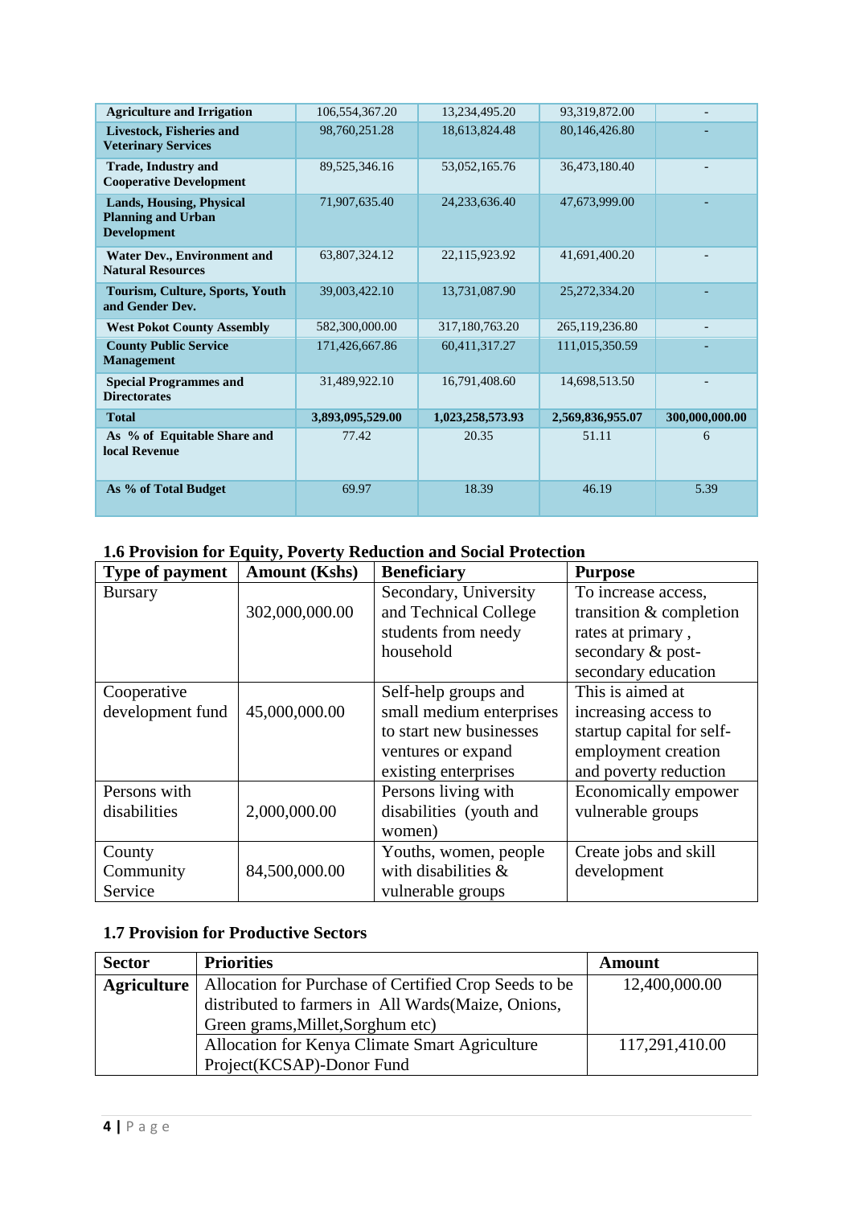| | | | | |
|---|---|---|---|---|
| **Agriculture and Irrigation** | 106,554,367.20 | 13,234,495.20 | 93,319,872.00 | - |
| **Livestock, Fisheries and Veterinary Services** | 98,760,251.28 | 18,613,824.48 | 80,146,426.80 | - |
| **Trade, Industry and Cooperative Development** | 89,525,346.16 | 53,052,165.76 | 36,473,180.40 | - |
| **Lands, Housing, Physical Planning and Urban Development** | 71,907,635.40 | 24,233,636.40 | 47,673,999.00 | - |
| **Water Dev., Environment and Natural Resources** | 63,807,324.12 | 22,115,923.92 | 41,691,400.20 | - |
| **Tourism, Culture, Sports, Youth and Gender Dev.** | 39,003,422.10 | 13,731,087.90 | 25,272,334.20 | - |
| **West Pokot County Assembly** | 582,300,000.00 | 317,180,763.20 | 265,119,236.80 | - |
| **County Public Service Management** | 171,426,667.86 | 60,411,317.27 | 111,015,350.59 | - |
| **Special Programmes and Directorates** | 31,489,922.10 | 16,791,408.60 | 14,698,513.50 | - |
| **Total** | **3,893,095,529.00** | **1,023,258,573.93** | **2,569,836,955.07** | **300,000,000.00** |
| **As % of Equitable Share and local Revenue** | 77.42 | 20.35 | 51.11 | 6 |
| **As % of Total Budget** | 69.97 | 18.39 | 46.19 | 5.39 |

### 1.6 Provision for Equity, Poverty Reduction and Social Protection

| Type of payment | Amount (Kshs) | Beneficiary | Purpose |
|---|---|---|---|
| Bursary | 302,000,000.00 | Secondary, University and Technical College students from needy household | To increase access, transition & completion rates at primary, secondary & post-secondary education |
| Cooperative development fund | 45,000,000.00 | Self-help groups and small medium enterprises to start new businesses ventures or expand existing enterprises | This is aimed at increasing access to startup capital for self-employment creation and poverty reduction |
| Persons with disabilities | 2,000,000.00 | Persons living with disabilities (youth and women) | Economically empower vulnerable groups |
| County Community Service | 84,500,000.00 | Youths, women, people with disabilities & vulnerable groups | Create jobs and skill development |

### 1.7 Provision for Productive Sectors

| Sector | Priorities | Amount |
|---|---|---|
| **Agriculture** | Allocation for Purchase of Certified Crop Seeds to be distributed to farmers in All Wards(Maize, Onions, Green grams,Millet,Sorghum etc) | 12,400,000.00 |
| | Allocation for Kenya Climate Smart Agriculture Project(KCSAP)-Donor Fund | 117,291,410.00 |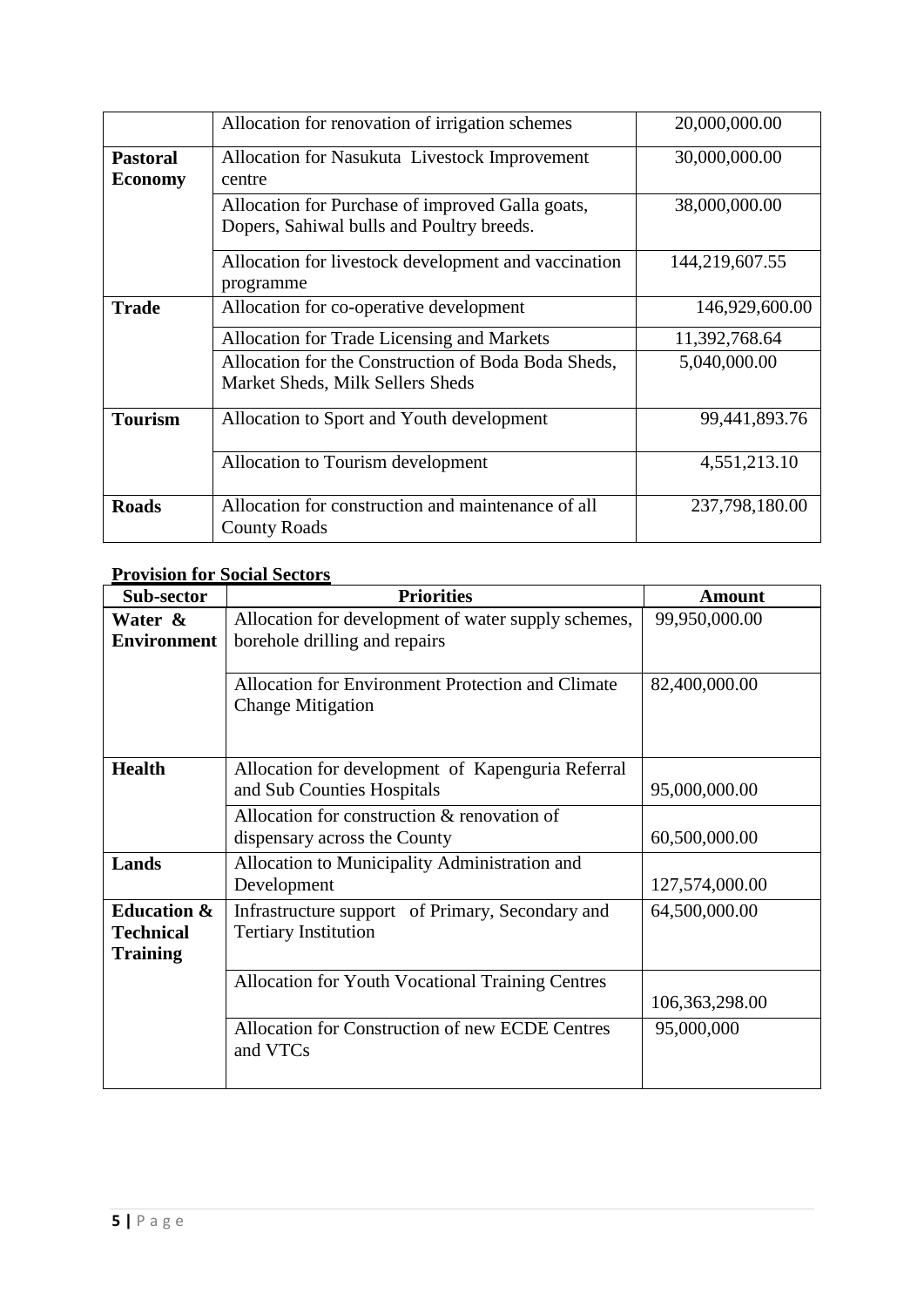| | | |
|---|---|---|
| | Allocation for renovation of irrigation schemes | 20,000,000.00 |
| **Pastoral Economy** | Allocation for Nasukuta Livestock Improvement centre | 30,000,000.00 |
| | Allocation for Purchase of improved Galla goats, Dopers, Sahiwal bulls and Poultry breeds. | 38,000,000.00 |
| | Allocation for livestock development and vaccination programme | 144,219,607.55 |
| **Trade** | Allocation for co-operative development | 146,929,600.00 |
| | Allocation for Trade Licensing and Markets | 11,392,768.64 |
| | Allocation for the Construction of Boda Boda Sheds, Market Sheds, Milk Sellers Sheds | 5,040,000.00 |
| **Tourism** | Allocation to Sport and Youth development | 99,441,893.76 |
| | Allocation to Tourism development | 4,551,213.10 |
| **Roads** | Allocation for construction and maintenance of all County Roads | 237,798,180.00 |

**Provision for Social Sectors**

| Sub-sector | Priorities | Amount |
|---|---|---|
| **Water & Environment** | Allocation for development of water supply schemes, borehole drilling and repairs | 99,950,000.00 |
| | Allocation for Environment Protection and Climate Change Mitigation | 82,400,000.00 |
| **Health** | Allocation for development of Kapenguria Referral and Sub Counties Hospitals | 95,000,000.00 |
| | Allocation for construction & renovation of dispensary across the County | 60,500,000.00 |
| **Lands** | Allocation to Municipality Administration and Development | 127,574,000.00 |
| **Education & Technical Training** | Infrastructure support of Primary, Secondary and Tertiary Institution | 64,500,000.00 |
| | Allocation for Youth Vocational Training Centres | 106,363,298.00 |
| | Allocation for Construction of new ECDE Centres and VTCs | 95,000,000 |